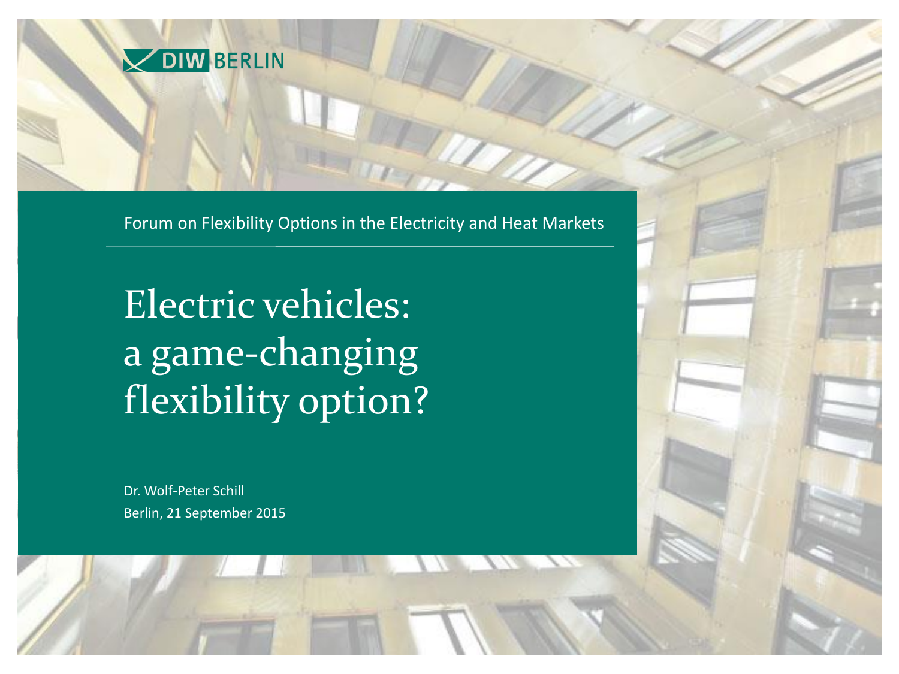DIW BERLIN

Forum on Flexibility Options in the Electricity and Heat Markets

# Electric vehicles: a game-changing flexibility option?

Dr. Wolf-Peter Schill

Berlin, 21 September 2015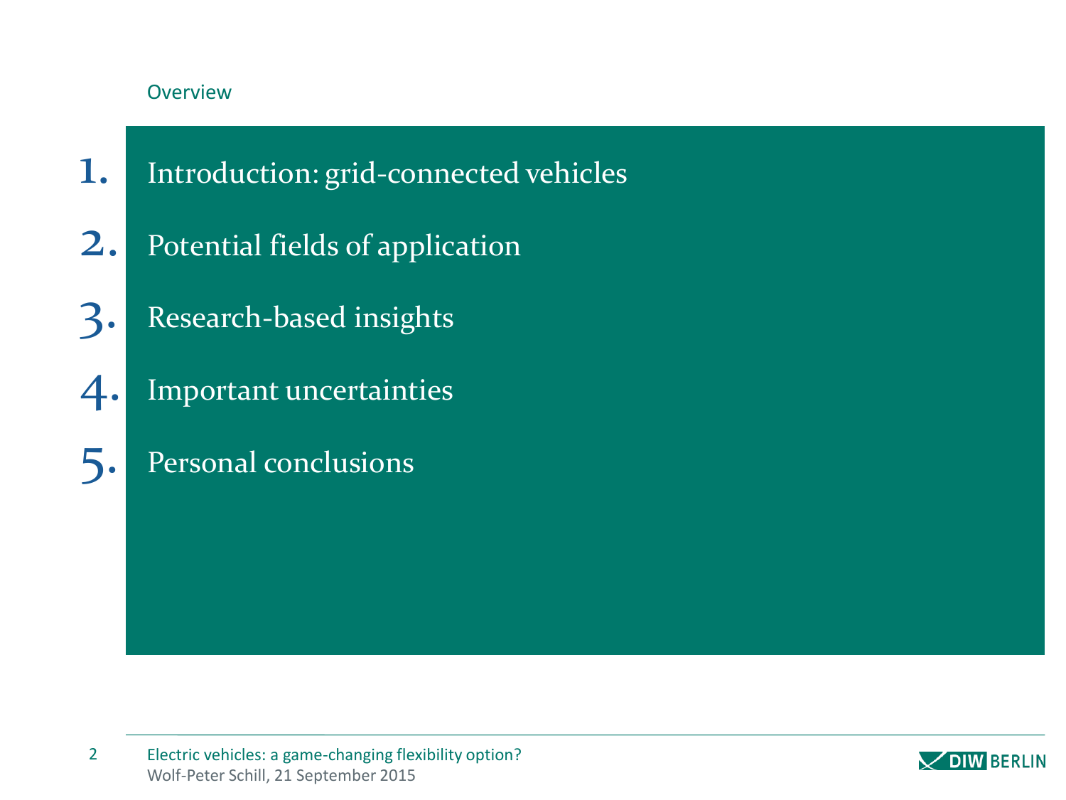## Overview

1. Introduction: grid-connected vehicles
2. Potential fields of application
3. Research-based insights
4. Important uncertainties
5. Personal conclusions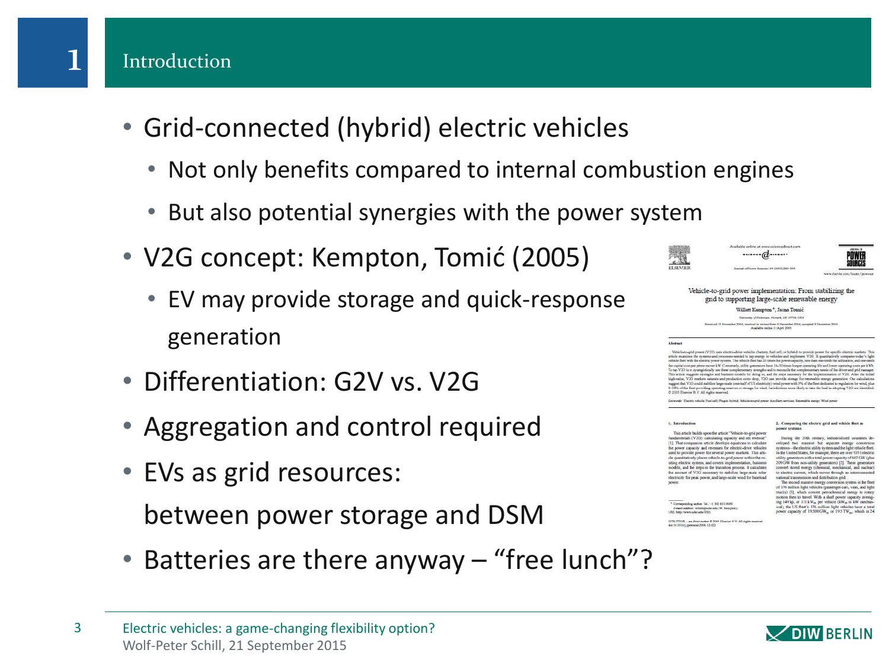# 1 Introduction

- Grid-connected (hybrid) electric vehicles
  - Not only benefits compared to internal combustion engines
  - But also potential synergies with the power system
- V2G concept: Kempton, Tomić (2005)
  - EV may provide storage and quick-response generation
- Differentiation: G2V vs. V2G
- Aggregation and control required
- EVs as grid resources: between power storage and DSM
- Batteries are there anyway – “free lunch”?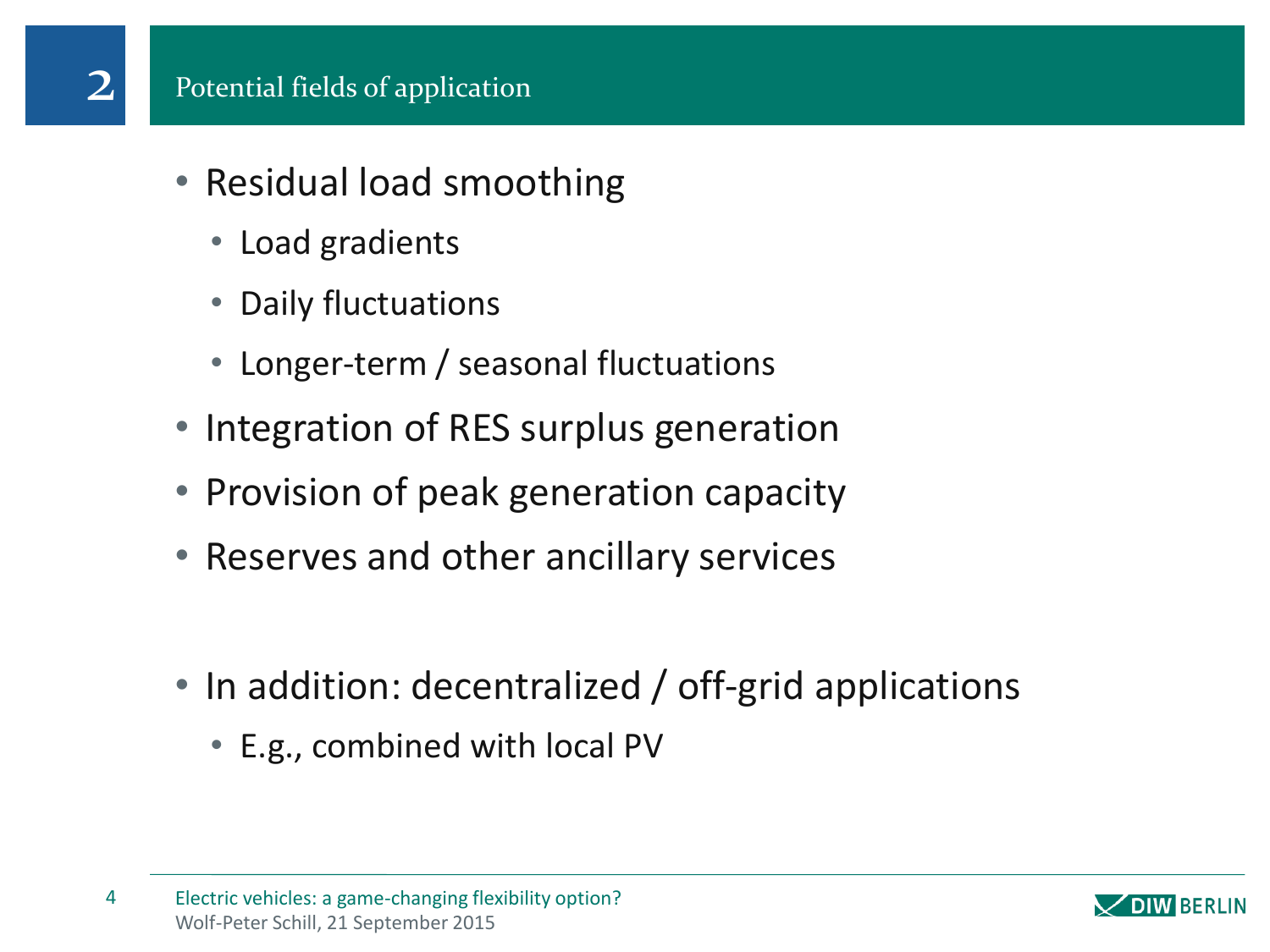## 2 Potential fields of application

- Residual load smoothing
  - Load gradients
  - Daily fluctuations
  - Longer-term / seasonal fluctuations
- Integration of RES surplus generation
- Provision of peak generation capacity
- Reserves and other ancillary services

- In addition: decentralized / off-grid applications
  - E.g., combined with local PV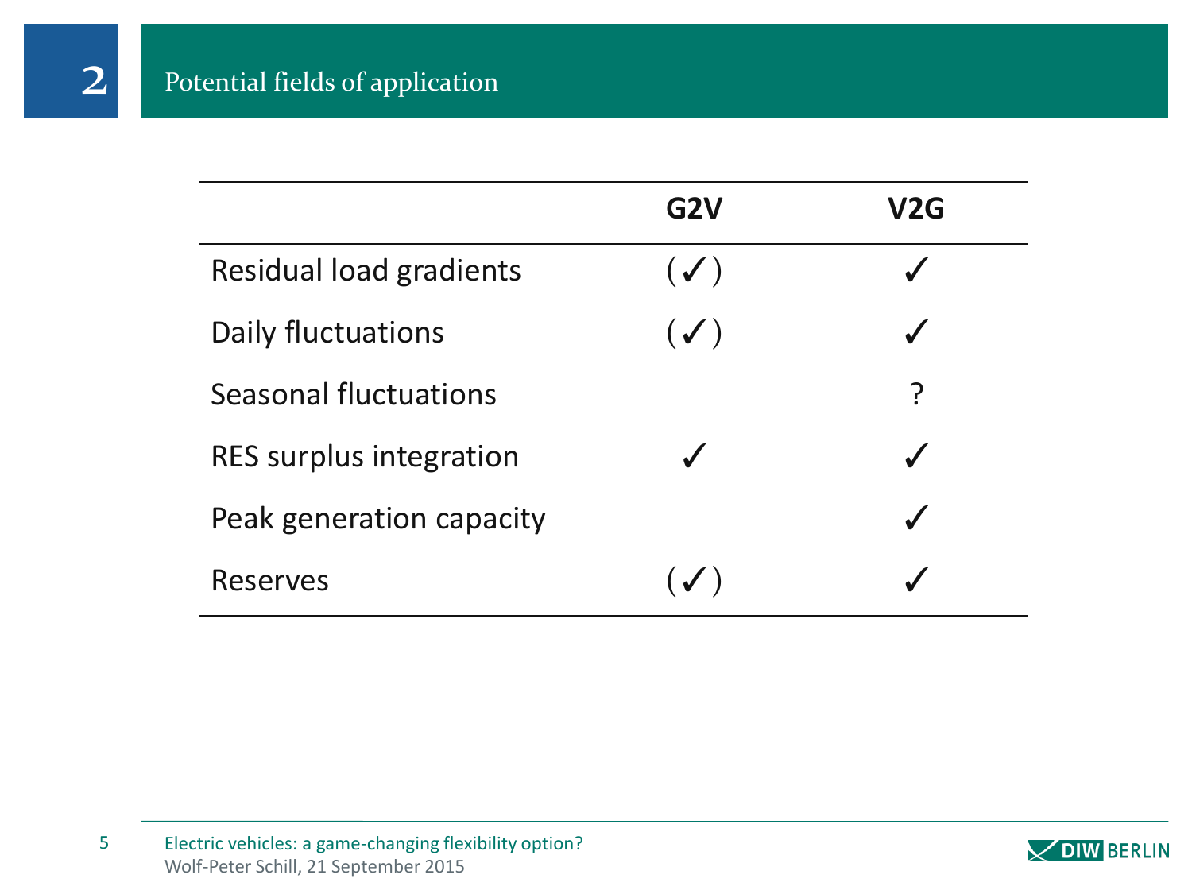## 2 Potential fields of application

| | G2V | V2G |
|---|---|---|
| Residual load gradients | (✓) | ✓ |
| Daily fluctuations | (✓) | ✓ |
| Seasonal fluctuations | | ? |
| RES surplus integration | ✓ | ✓ |
| Peak generation capacity | | ✓ |
| Reserves | (✓) | ✓ |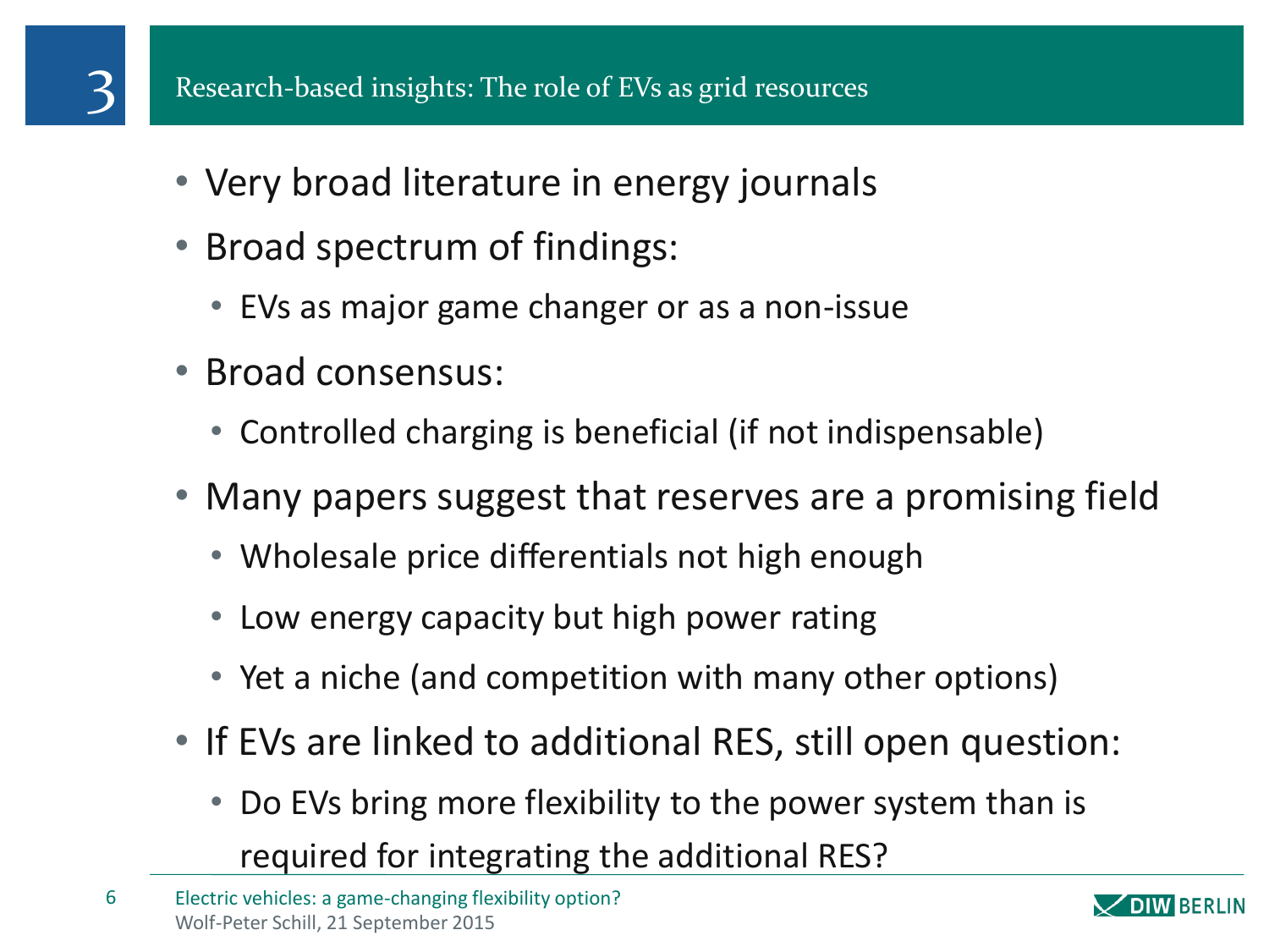# 3 Research-based insights: The role of EVs as grid resources

- Very broad literature in energy journals
- Broad spectrum of findings:
  - EVs as major game changer or as a non-issue
- Broad consensus:
  - Controlled charging is beneficial (if not indispensable)
- Many papers suggest that reserves are a promising field
  - Wholesale price differentials not high enough
  - Low energy capacity but high power rating
  - Yet a niche (and competition with many other options)
- If EVs are linked to additional RES, still open question:
  - Do EVs bring more flexibility to the power system than is required for integrating the additional RES?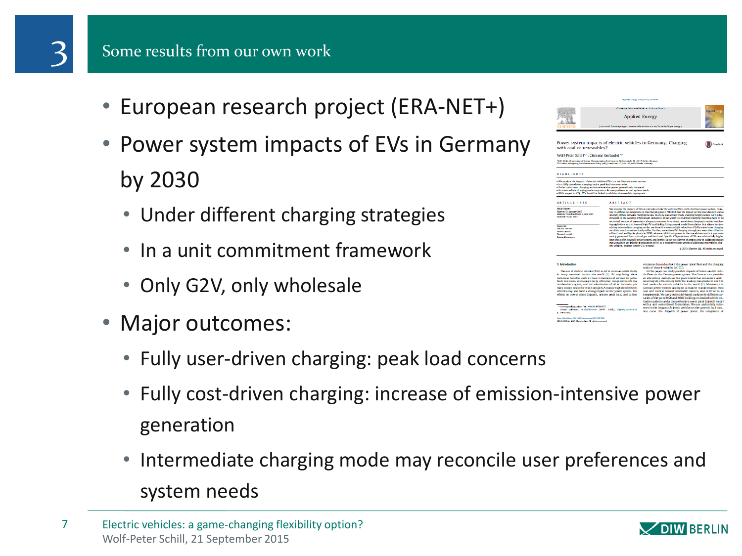# 3 Some results from our own work

- European research project (ERA-NET+)
- Power system impacts of EVs in Germany by 2030
  - Under different charging strategies
  - In a unit commitment framework
  - Only G2V, only wholesale
- Major outcomes:
  - Fully user-driven charging: peak load concerns
  - Fully cost-driven charging: increase of emission-intensive power generation
  - Intermediate charging mode may reconcile user preferences and system needs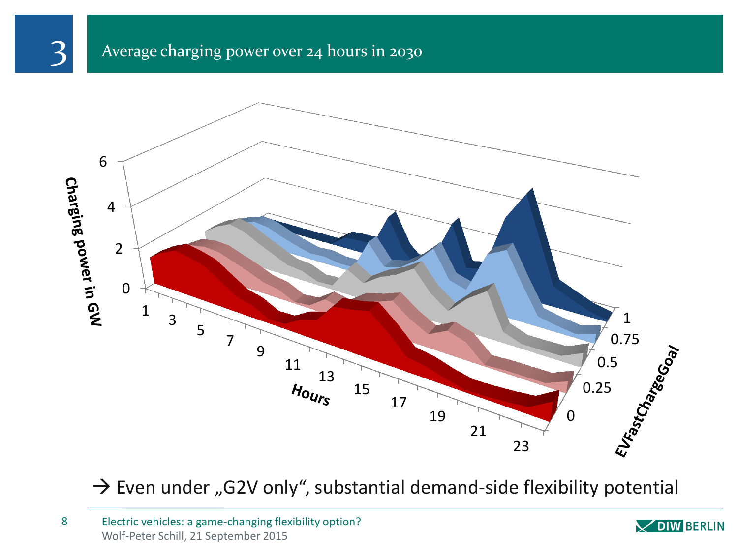# 3 Average charging power over 24 hours in 2030

Charging power in GW

Hours

EVFastChargeGoal

→ Even under „G2V only“, substantial demand-side flexibility potential

Electric vehicles: a game-changing flexibility option?
Wolf-Peter Schill, 21 September 2015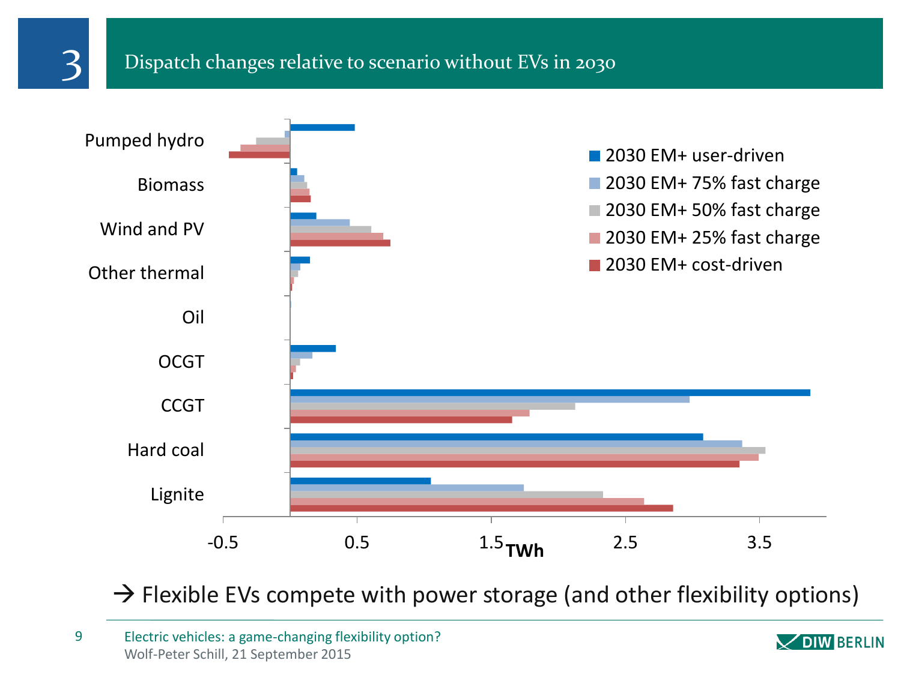# 3 Dispatch changes relative to scenario without EVs in 2030

Pumped hydro
Biomass
Wind and PV
Other thermal
Oil
OCGT
CCGT
Hard coal
Lignite

- 2030 EM+ user-driven
- 2030 EM+ 75% fast charge
- 2030 EM+ 50% fast charge
- 2030 EM+ 25% fast charge
- 2030 EM+ cost-driven

-0.5 0.5 1.5 2.5 3.5
TWh

→ Flexible EVs compete with power storage (and other flexibility options)

Electric vehicles: a game-changing flexibility option?
Wolf-Peter Schill, 21 September 2015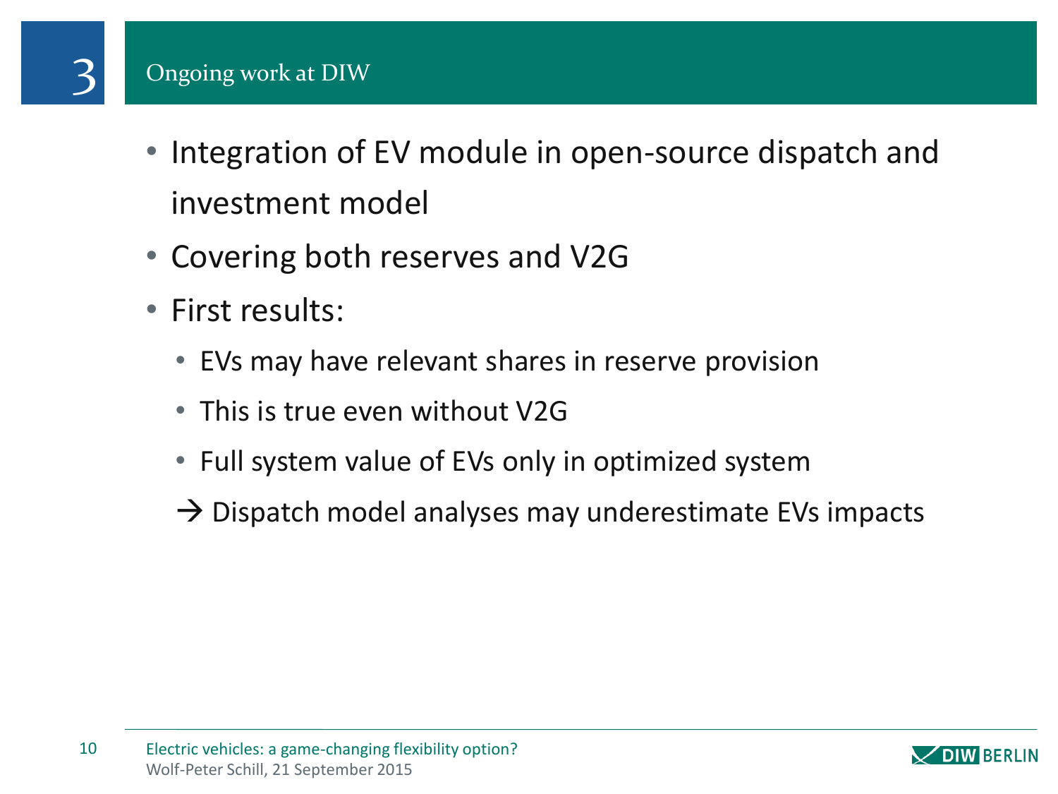# 3 Ongoing work at DIW

- Integration of EV module in open-source dispatch and investment model
- Covering both reserves and V2G
- First results:
  - EVs may have relevant shares in reserve provision
  - This is true even without V2G
  - Full system value of EVs only in optimized system

  → Dispatch model analyses may underestimate EVs impacts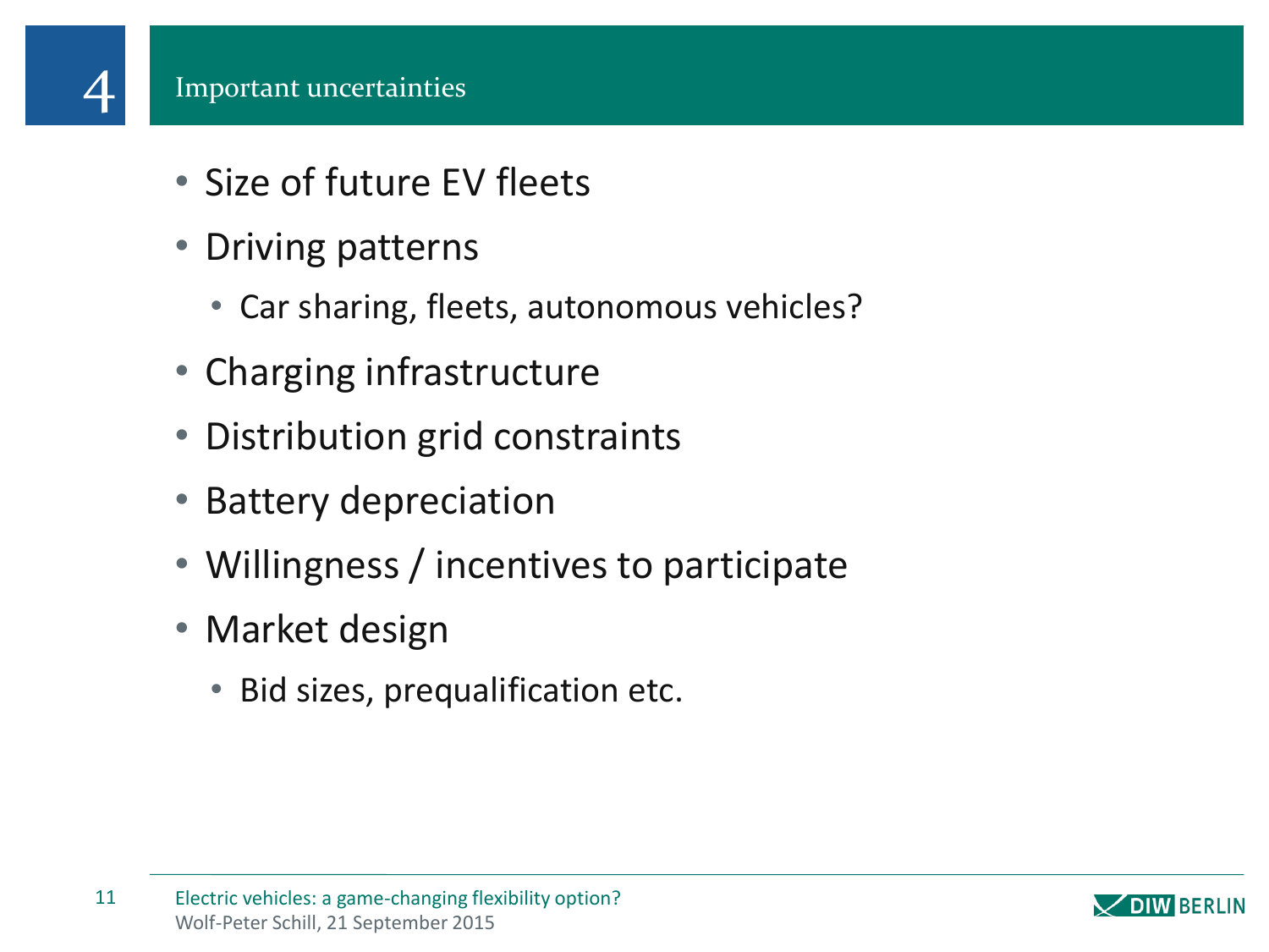## 4 Important uncertainties

- Size of future EV fleets
- Driving patterns
  - Car sharing, fleets, autonomous vehicles?
- Charging infrastructure
- Distribution grid constraints
- Battery depreciation
- Willingness / incentives to participate
- Market design
  - Bid sizes, prequalification etc.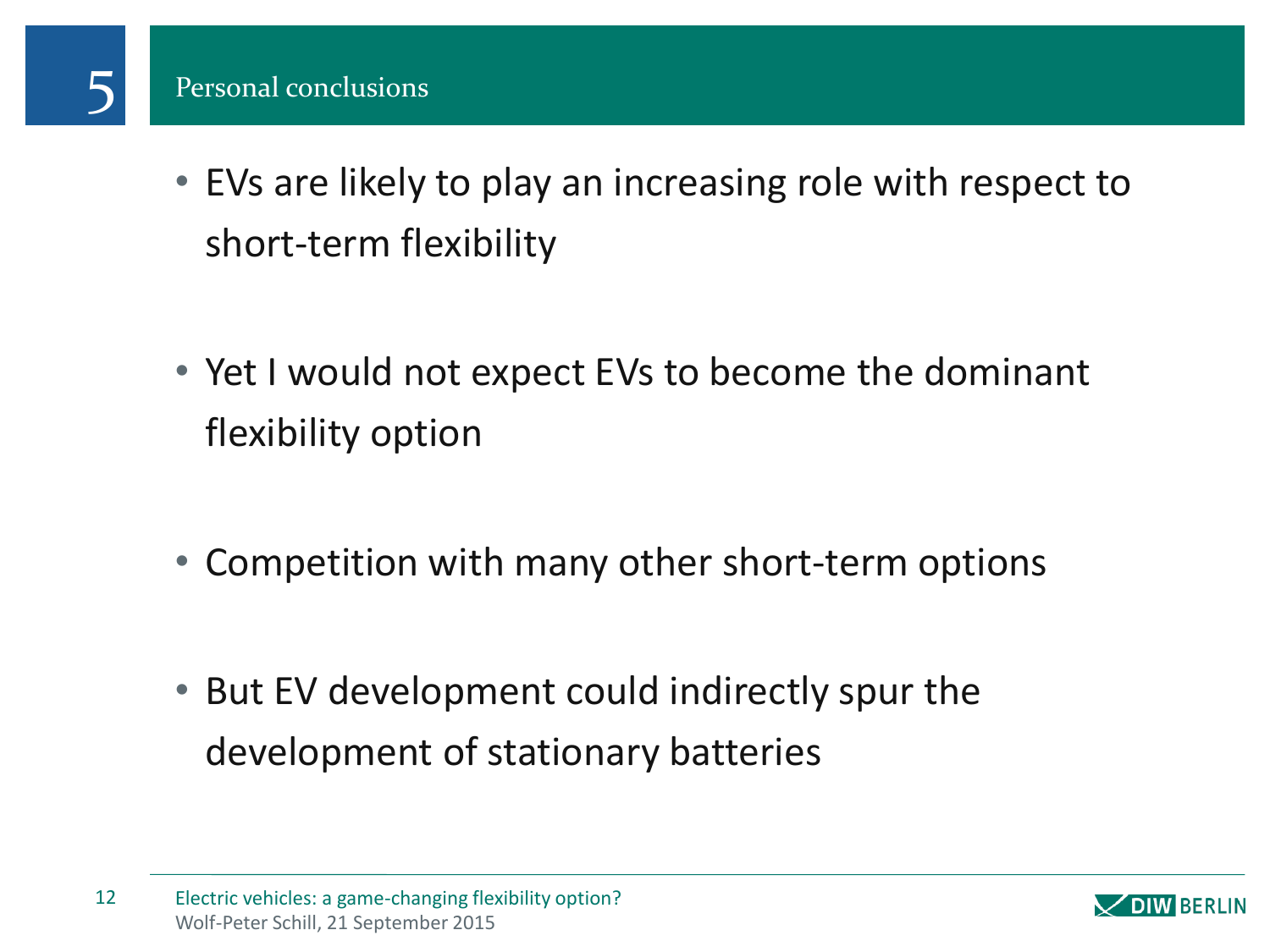# 5 Personal conclusions

- EVs are likely to play an increasing role with respect to short-term flexibility
- Yet I would not expect EVs to become the dominant flexibility option
- Competition with many other short-term options
- But EV development could indirectly spur the development of stationary batteries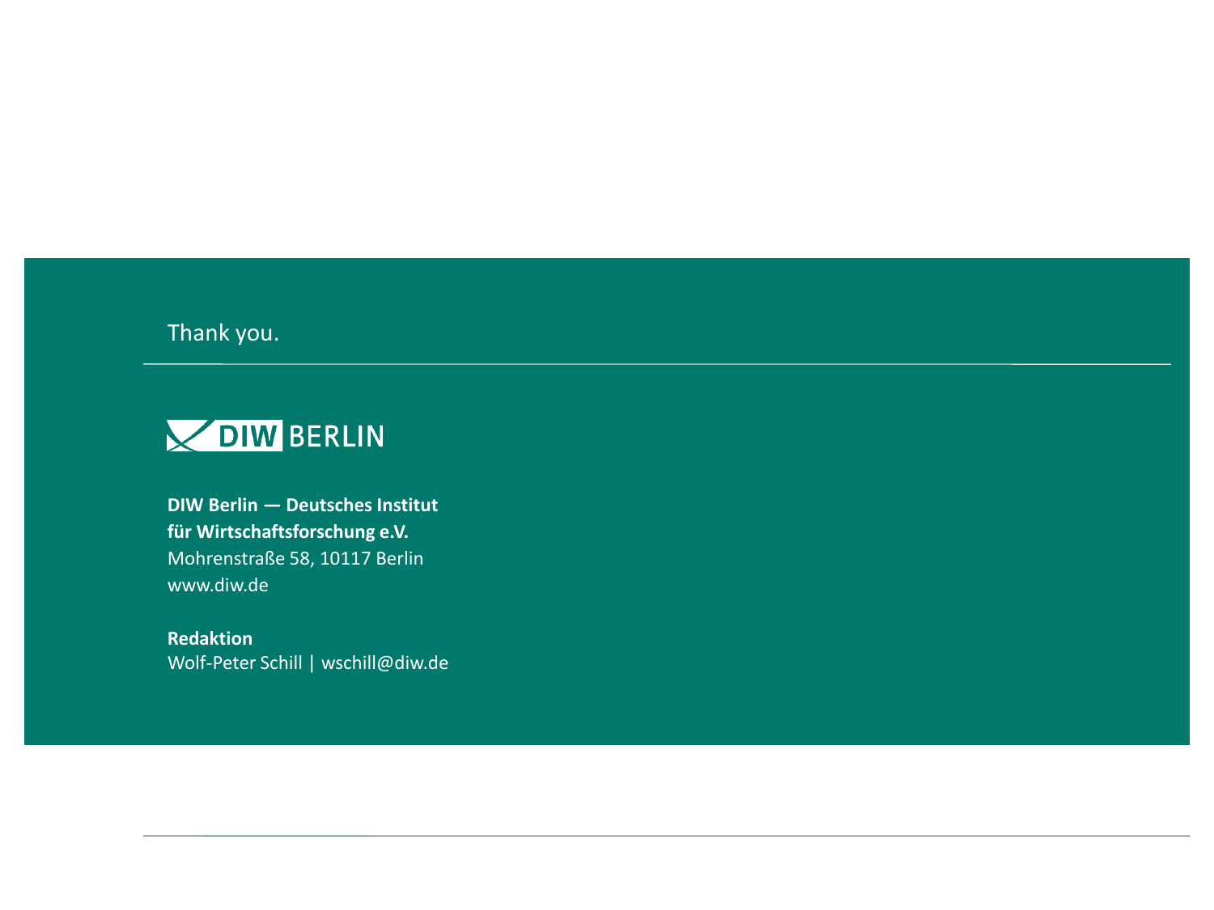Thank you.

DIW BERLIN

**DIW Berlin — Deutsches Institut für Wirtschaftsforschung e.V.**
Mohrenstraße 58, 10117 Berlin
www.diw.de

**Redaktion**
Wolf-Peter Schill | wschill@diw.de